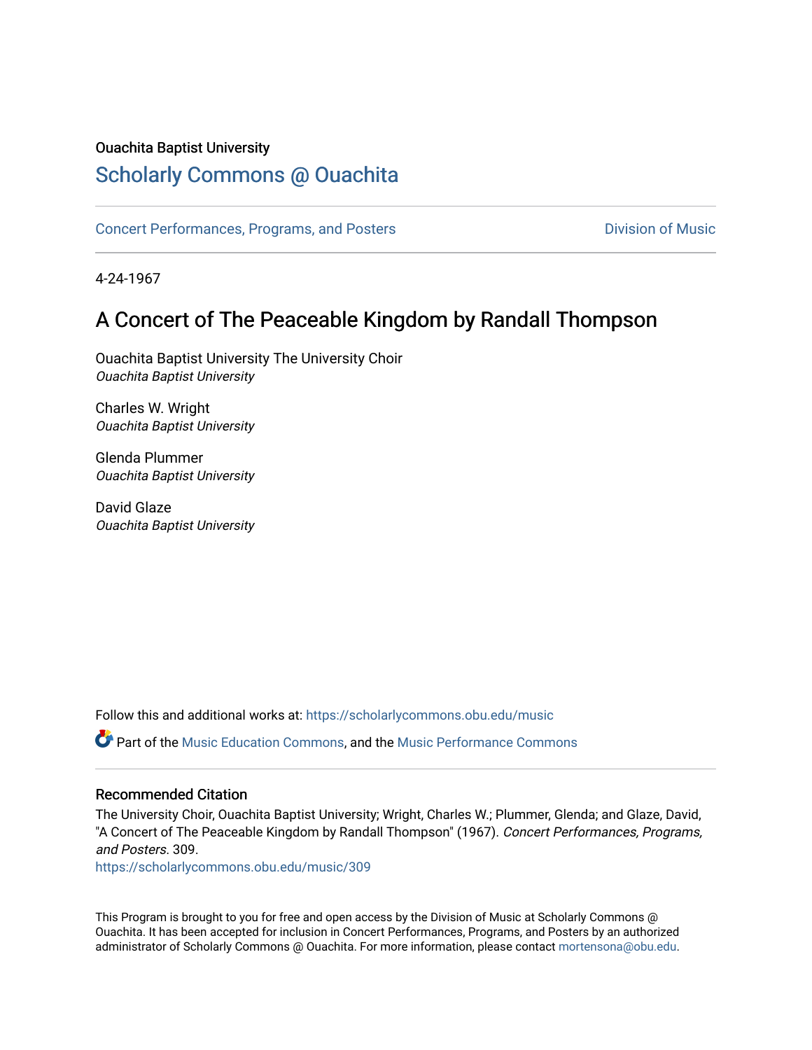Ouachita Baptist University

# Scholarly Commons @ Ouachita

Concert Performances, Programs, and Posters

Division of Music

4-24-1967

## A Concert of The Peaceable Kingdom by Randall Thompson

Ouachita Baptist University The University Choir
*Ouachita Baptist University*

Charles W. Wright
*Ouachita Baptist University*

Glenda Plummer
*Ouachita Baptist University*

David Glaze
*Ouachita Baptist University*

Follow this and additional works at: https://scholarlycommons.obu.edu/music

Part of the Music Education Commons, and the Music Performance Commons

### Recommended Citation

The University Choir, Ouachita Baptist University; Wright, Charles W.; Plummer, Glenda; and Glaze, David, "A Concert of The Peaceable Kingdom by Randall Thompson" (1967). *Concert Performances, Programs, and Posters*. 309.
https://scholarlycommons.obu.edu/music/309

This Program is brought to you for free and open access by the Division of Music at Scholarly Commons @ Ouachita. It has been accepted for inclusion in Concert Performances, Programs, and Posters by an authorized administrator of Scholarly Commons @ Ouachita. For more information, please contact mortensona@obu.edu.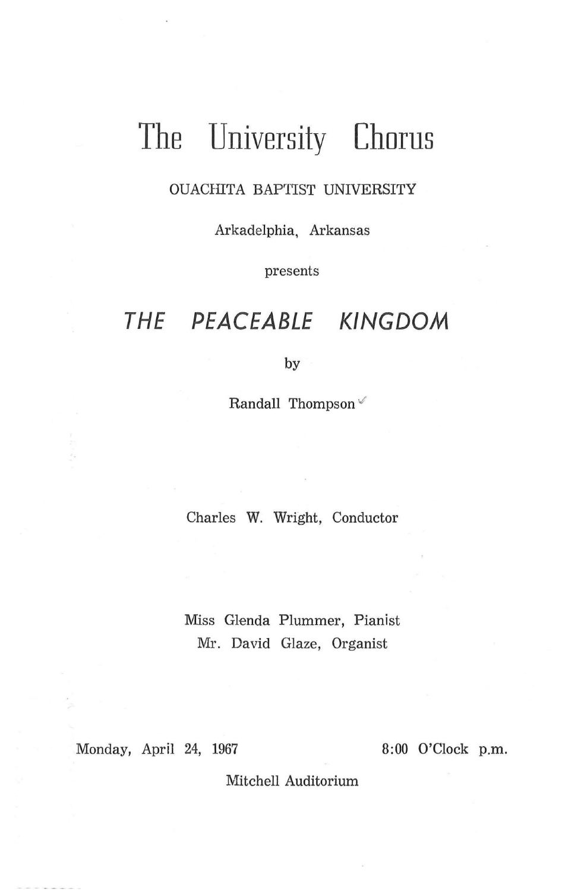# The University Chorus

OUACHITA BAPTIST UNIVERSITY

Arkadelphia, Arkansas

presents

## *THE PEACEABLE KINGDOM*

by

Randall Thompson

Charles W. Wright, Conductor

Miss Glenda Plummer, Pianist
Mr. David Glaze, Organist

Monday, April 24, 1967 — 8:00 O'Clock p.m.

Mitchell Auditorium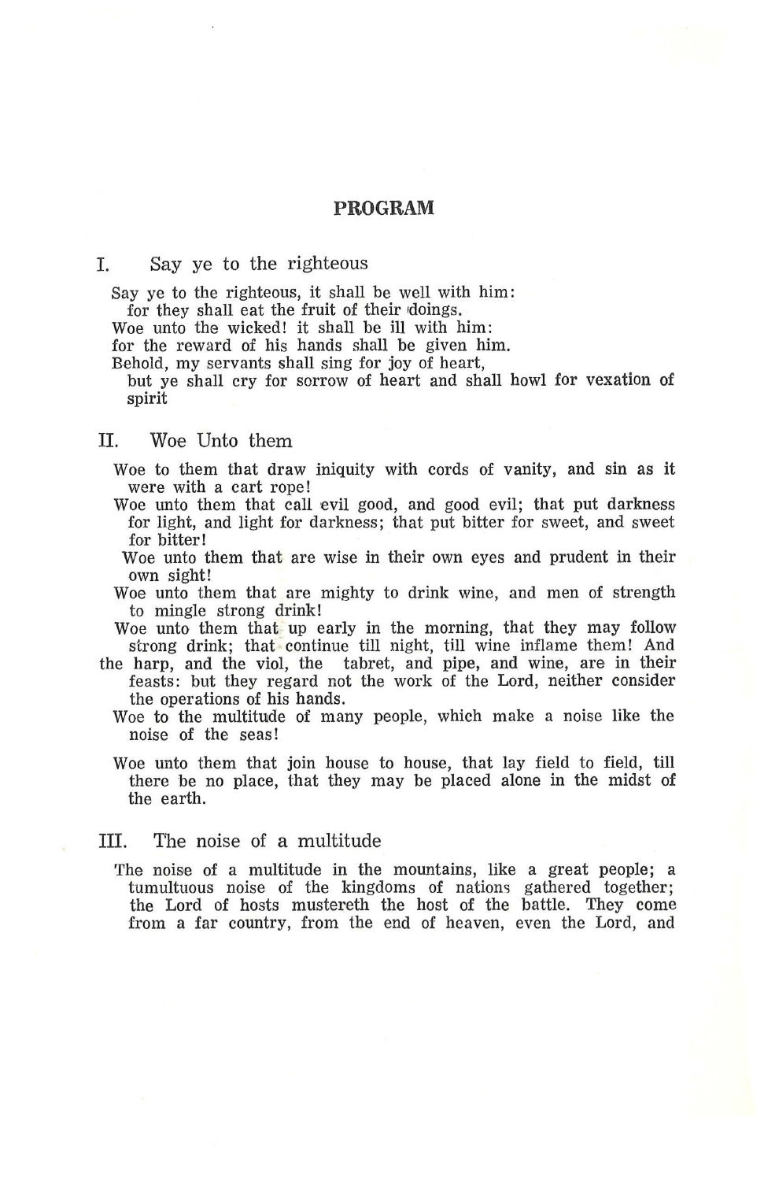## PROGRAM

### I. Say ye to the righteous

Say ye to the righteous, it shall be well with him:
for they shall eat the fruit of their doings.
Woe unto the wicked! it shall be ill with him:
for the reward of his hands shall be given him.
Behold, my servants shall sing for joy of heart,
but ye shall cry for sorrow of heart and shall howl for vexation of spirit

### II. Woe Unto them

Woe to them that draw iniquity with cords of vanity, and sin as it were with a cart rope!
Woe unto them that call evil good, and good evil; that put darkness for light, and light for darkness; that put bitter for sweet, and sweet for bitter!
Woe unto them that are wise in their own eyes and prudent in their own sight!
Woe unto them that are mighty to drink wine, and men of strength to mingle strong drink!
Woe unto them that up early in the morning, that they may follow strong drink; that continue till night, till wine inflame them! And the harp, and the viol, the tabret, and pipe, and wine, are in their feasts: but they regard not the work of the Lord, neither consider the operations of his hands.
Woe to the multitude of many people, which make a noise like the noise of the seas!

Woe unto them that join house to house, that lay field to field, till there be no place, that they may be placed alone in the midst of the earth.

### III. The noise of a multitude

The noise of a multitude in the mountains, like a great people; a tumultuous noise of the kingdoms of nations gathered together; the Lord of hosts mustereth the host of the battle. They come from a far country, from the end of heaven, even the Lord, and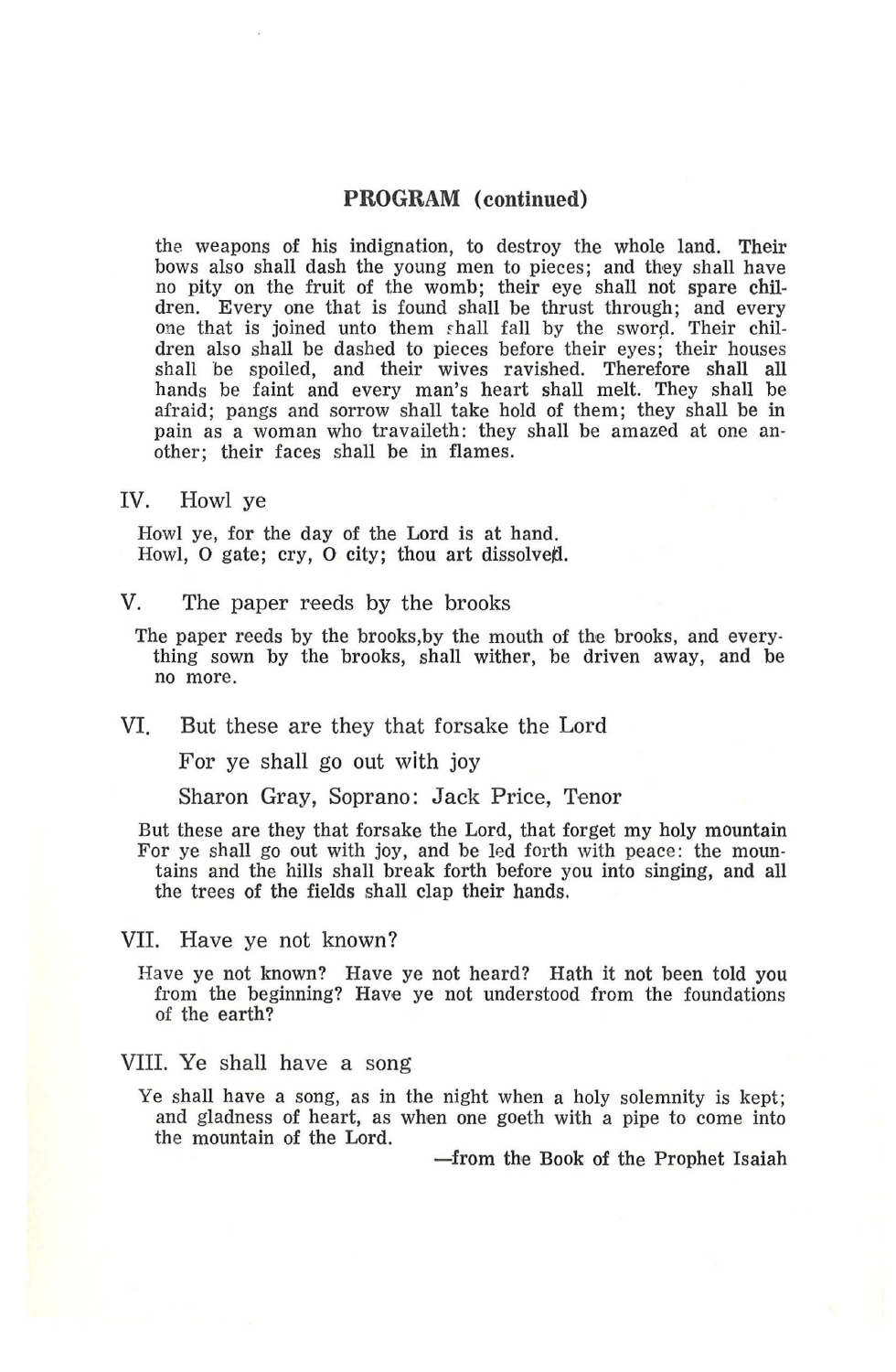## PROGRAM (continued)

the weapons of his indignation, to destroy the whole land. Their bows also shall dash the young men to pieces; and they shall have no pity on the fruit of the womb; their eye shall not spare children. Every one that is found shall be thrust through; and every one that is joined unto them shall fall by the sword. Their children also shall be dashed to pieces before their eyes; their houses shall be spoiled, and their wives ravished. Therefore shall all hands be faint and every man's heart shall melt. They shall be afraid; pangs and sorrow shall take hold of them; they shall be in pain as a woman who travaileth: they shall be amazed at one another; their faces shall be in flames.

### IV. Howl ye

Howl ye, for the day of the Lord is at hand.
Howl, O gate; cry, O city; thou art dissolved.

### V. The paper reeds by the brooks

The paper reeds by the brooks,by the mouth of the brooks, and everything sown by the brooks, shall wither, be driven away, and be no more.

### VI. But these are they that forsake the Lord

For ye shall go out with joy

Sharon Gray, Soprano: Jack Price, Tenor

But these are they that forsake the Lord, that forget my holy mountain
For ye shall go out with joy, and be led forth with peace: the mountains and the hills shall break forth before you into singing, and all the trees of the fields shall clap their hands.

### VII. Have ye not known?

Have ye not known? Have ye not heard? Hath it not been told you from the beginning? Have ye not understood from the foundations of the earth?

### VIII. Ye shall have a song

Ye shall have a song, as in the night when a holy solemnity is kept; and gladness of heart, as when one goeth with a pipe to come into the mountain of the Lord.

—from the Book of the Prophet Isaiah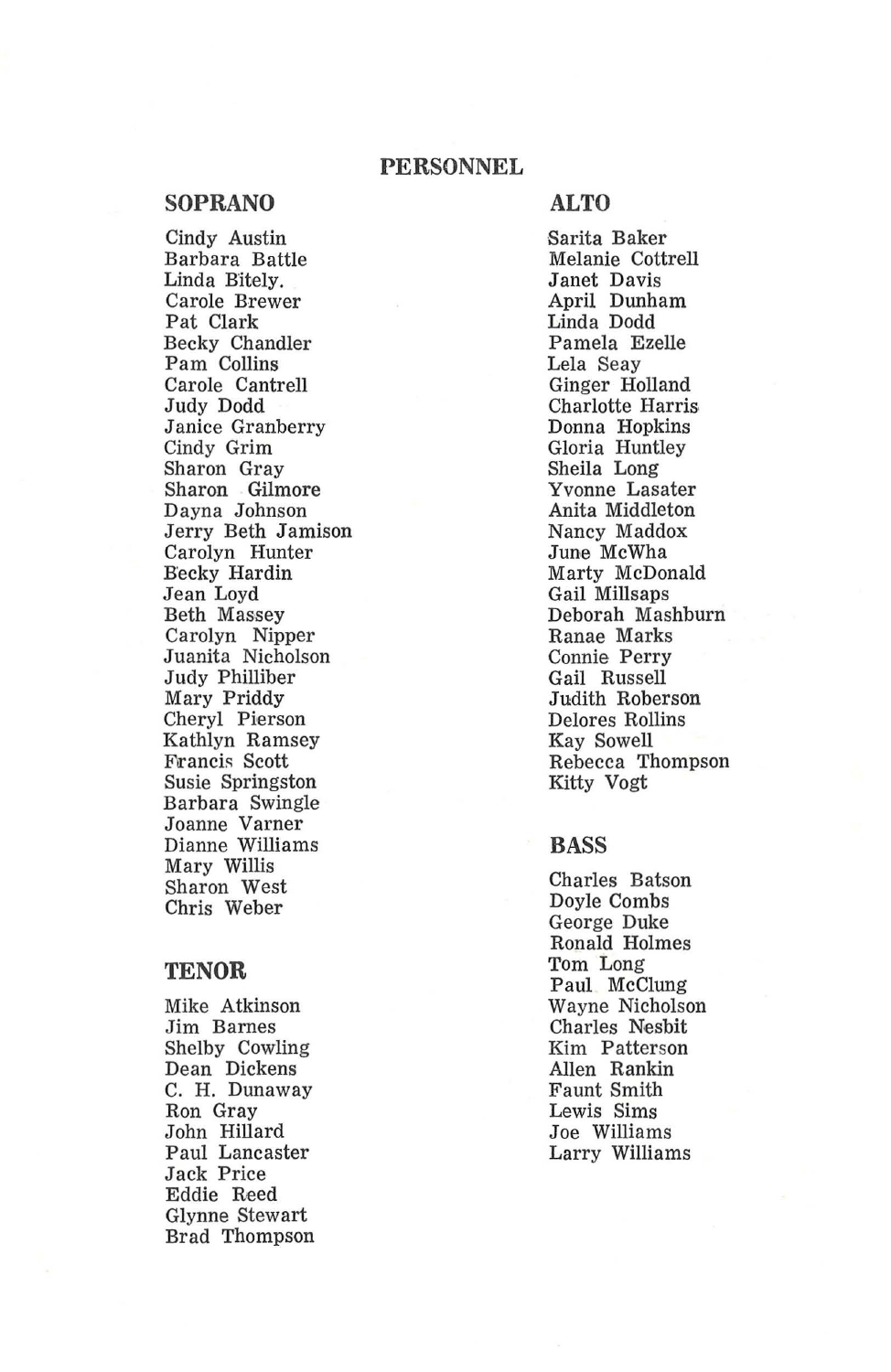# PERSONNEL

## SOPRANO

Cindy Austin
Barbara Battle
Linda Bitely.
Carole Brewer
Pat Clark
Becky Chandler
Pam Collins
Carole Cantrell
Judy Dodd
Janice Granberry
Cindy Grim
Sharon Gray
Sharon Gilmore
Dayna Johnson
Jerry Beth Jamison
Carolyn Hunter
Becky Hardin
Jean Loyd
Beth Massey
Carolyn Nipper
Juanita Nicholson
Judy Philliber
Mary Priddy
Cheryl Pierson
Kathlyn Ramsey
Francis Scott
Susie Springston
Barbara Swingle
Joanne Varner
Dianne Williams
Mary Willis
Sharon West
Chris Weber

## TENOR

Mike Atkinson
Jim Barnes
Shelby Cowling
Dean Dickens
C. H. Dunaway
Ron Gray
John Hillard
Paul Lancaster
Jack Price
Eddie Reed
Glynne Stewart
Brad Thompson

## ALTO

Sarita Baker
Melanie Cottrell
Janet Davis
April Dunham
Linda Dodd
Pamela Ezelle
Lela Seay
Ginger Holland
Charlotte Harris
Donna Hopkins
Gloria Huntley
Sheila Long
Yvonne Lasater
Anita Middleton
Nancy Maddox
June McWha
Marty McDonald
Gail Millsaps
Deborah Mashburn
Ranae Marks
Connie Perry
Gail Russell
Judith Roberson
Delores Rollins
Kay Sowell
Rebecca Thompson
Kitty Vogt

## BASS

Charles Batson
Doyle Combs
George Duke
Ronald Holmes
Tom Long
Paul McClung
Wayne Nicholson
Charles Nesbit
Kim Patterson
Allen Rankin
Faunt Smith
Lewis Sims
Joe Williams
Larry Williams